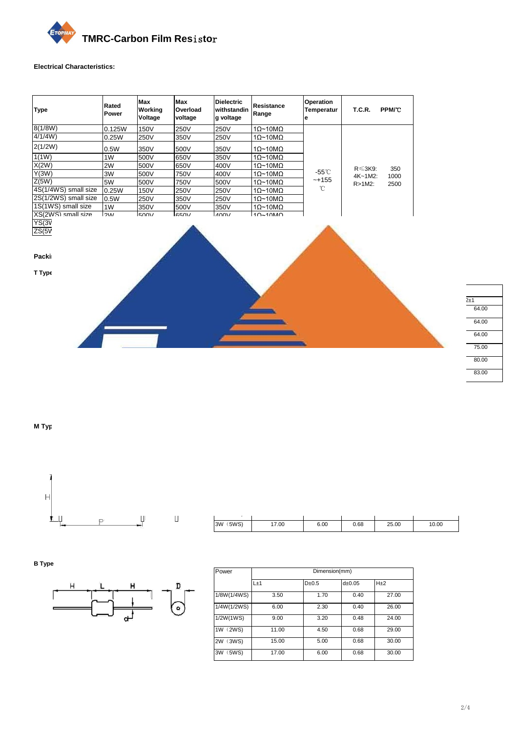# TMRC-Carbon Film Resistor

**Electrical Characteristics:**

| Type | Rated Power | Max Working Voltage | Max Overload voltage | Dielectric withstanding voltage | Resistance Range | Operation Temperature | T.C.R. PPM/℃ |
|---|---|---|---|---|---|---|---|
| 8(1/8W) | 0.125W | 150V | 250V | 250V | 1Ω~10MΩ | -55℃ ~+155 ℃ | R≤3K9: 350 4K~1M2: 1000 R>1M2: 2500 |
| 4/1/4W) | 0.25W | 250V | 350V | 250V | 1Ω~10MΩ | | |
| 2(1/2W) | 0.5W | 350V | 500V | 350V | 1Ω~10MΩ | | |
| 1(1W) | 1W | 500V | 650V | 350V | 1Ω~10MΩ | | |
| X(2W) | 2W | 500V | 650V | 400V | 1Ω~10MΩ | | |
| Y(3W) | 3W | 500V | 750V | 400V | 1Ω~10MΩ | | |
| Z(5W) | 5W | 500V | 750V | 500V | 1Ω~10MΩ | | |
| 4S(1/4WS) small size | 0.25W | 150V | 250V | 250V | 1Ω~10MΩ | | |
| 2S(1/2WS) small size | 0.5W | 250V | 350V | 250V | 1Ω~10MΩ | | |
| 1S(1WS) small size | 1W | 350V | 500V | 350V | 1Ω~10MΩ | | |
| XS(2WS) small size | 2W | 500V | 650V | 400V | 1Ω~10MΩ | | |
| YS(3V | | | | | | | |
| ZS(5V | | | | | | | |

**Packi**

**T Type**

| 2±1 |
|---|
| 64.00 |
| 64.00 |
| 64.00 |
| 75.00 |
| 80.00 |
| 83.00 |

**M Typ**

| 3W (5WS) | 17.00 | 6.00 | 0.68 | 25.00 | 10.00 |
|---|---|---|---|---|---|

**B Type**

| Power | Dimension(mm) | | | |
|---|---|---|---|---|
| | L±1 | D±0.5 | d±0.05 | H±2 |
| 1/8W(1/4WS) | 3.50 | 1.70 | 0.40 | 27.00 |
| 1/4W(1/2WS) | 6.00 | 2.30 | 0.40 | 26.00 |
| 1/2W(1WS) | 9.00 | 3.20 | 0.48 | 24.00 |
| 1W (2WS) | 11.00 | 4.50 | 0.68 | 29.00 |
| 2W (3WS) | 15.00 | 5.00 | 0.68 | 30.00 |
| 3W (5WS) | 17.00 | 6.00 | 0.68 | 30.00 |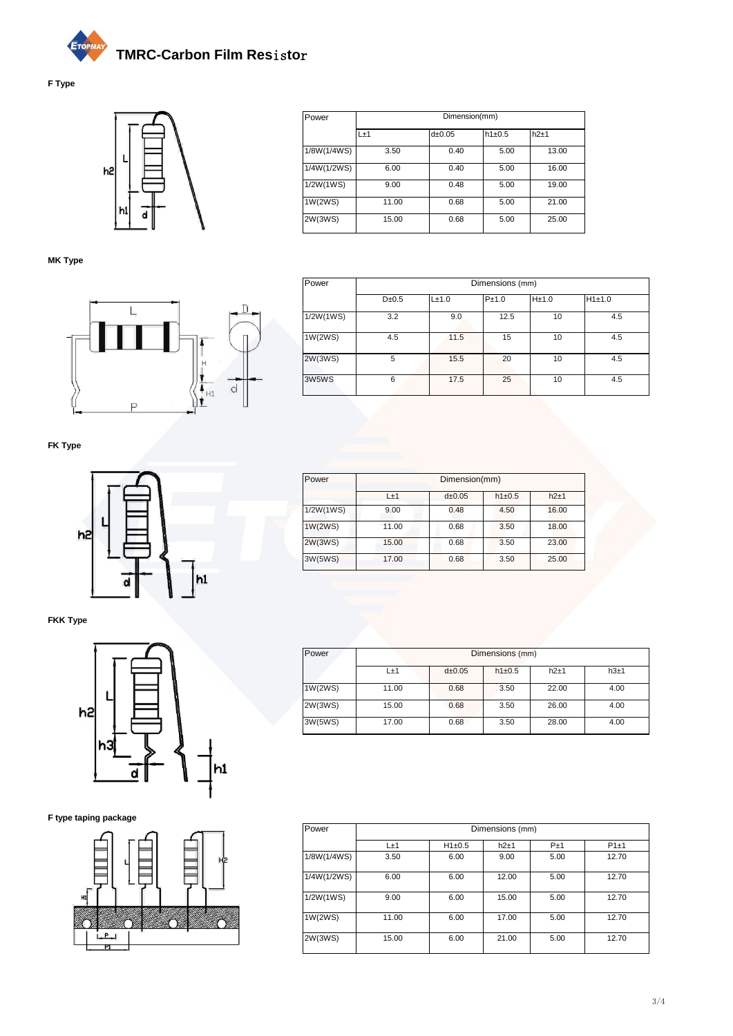# TMRC-Carbon Film Resistor

## F Type

| Power | Dimension(mm) | | | |
|---|---|---|---|---|
| | L±1 | d±0.05 | h1±0.5 | h2±1 |
| 1/8W(1/4WS) | 3.50 | 0.40 | 5.00 | 13.00 |
| 1/4W(1/2WS) | 6.00 | 0.40 | 5.00 | 16.00 |
| 1/2W(1WS) | 9.00 | 0.48 | 5.00 | 19.00 |
| 1W(2WS) | 11.00 | 0.68 | 5.00 | 21.00 |
| 2W(3WS) | 15.00 | 0.68 | 5.00 | 25.00 |

## MK Type

| Power | Dimensions (mm) | | | | |
|---|---|---|---|---|---|
| | D±0.5 | L±1.0 | P±1.0 | H±1.0 | H1±1.0 |
| 1/2W(1WS) | 3.2 | 9.0 | 12.5 | 10 | 4.5 |
| 1W(2WS) | 4.5 | 11.5 | 15 | 10 | 4.5 |
| 2W(3WS) | 5 | 15.5 | 20 | 10 | 4.5 |
| 3W5WS | 6 | 17.5 | 25 | 10 | 4.5 |

## FK Type

| Power | Dimension(mm) | | | |
|---|---|---|---|---|
| | L±1 | d±0.05 | h1±0.5 | h2±1 |
| 1/2W(1WS) | 9.00 | 0.48 | 4.50 | 16.00 |
| 1W(2WS) | 11.00 | 0.68 | 3.50 | 18.00 |
| 2W(3WS) | 15.00 | 0.68 | 3.50 | 23.00 |
| 3W(5WS) | 17.00 | 0.68 | 3.50 | 25.00 |

## FKK Type

| Power | Dimensions (mm) | | | | |
|---|---|---|---|---|---|
| | L±1 | d±0.05 | h1±0.5 | h2±1 | h3±1 |
| 1W(2WS) | 11.00 | 0.68 | 3.50 | 22.00 | 4.00 |
| 2W(3WS) | 15.00 | 0.68 | 3.50 | 26.00 | 4.00 |
| 3W(5WS) | 17.00 | 0.68 | 3.50 | 28.00 | 4.00 |

## F type taping package

| Power | Dimensions (mm) | | | | |
|---|---|---|---|---|---|
| | L±1 | H1±0.5 | h2±1 | P±1 | P1±1 |
| 1/8W(1/4WS) | 3.50 | 6.00 | 9.00 | 5.00 | 12.70 |
| 1/4W(1/2WS) | 6.00 | 6.00 | 12.00 | 5.00 | 12.70 |
| 1/2W(1WS) | 9.00 | 6.00 | 15.00 | 5.00 | 12.70 |
| 1W(2WS) | 11.00 | 6.00 | 17.00 | 5.00 | 12.70 |
| 2W(3WS) | 15.00 | 6.00 | 21.00 | 5.00 | 12.70 |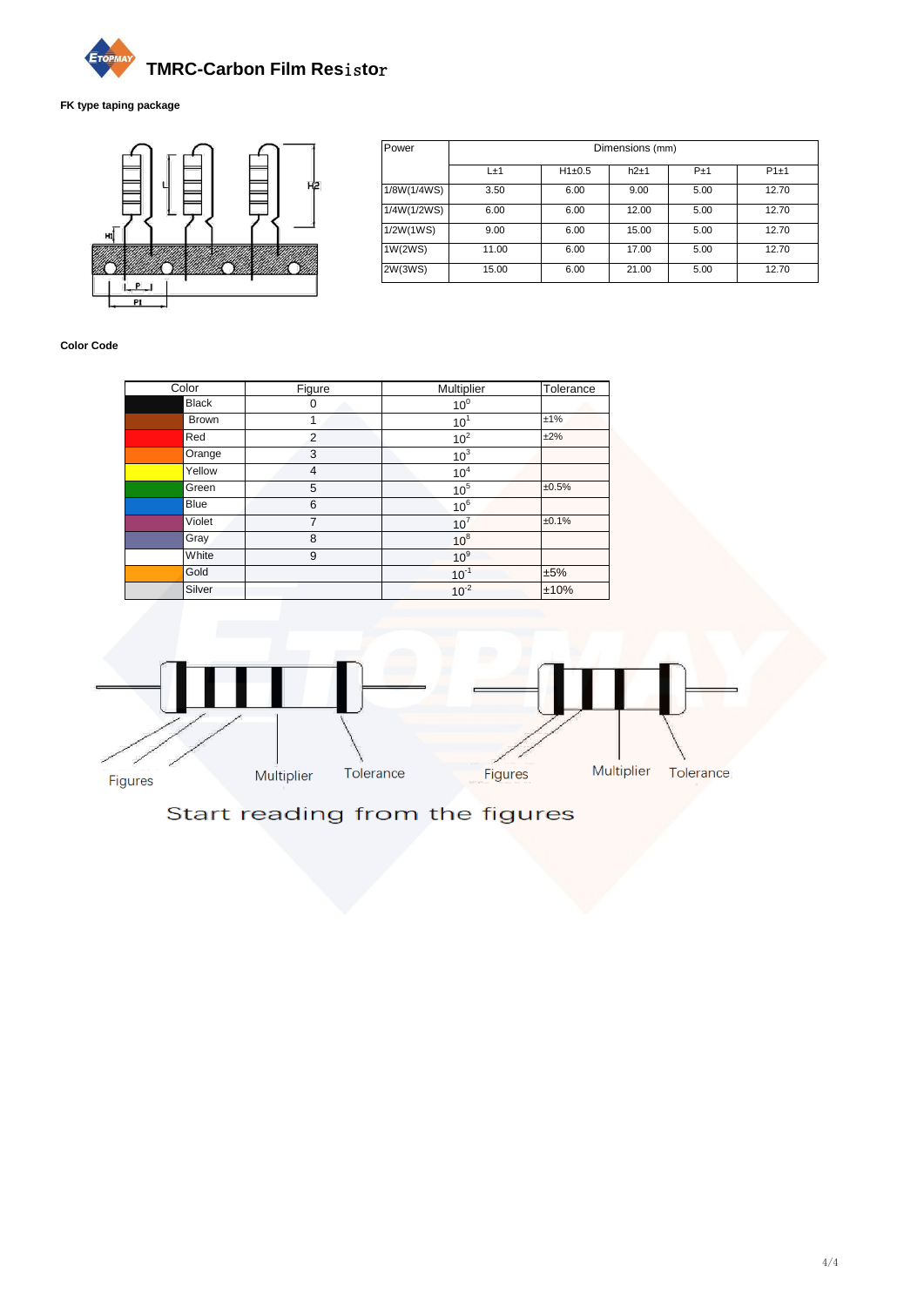# TMRC-Carbon Film Resistor

**FK type taping package**

H1
L
H2
P
P1

| Power | Dimensions (mm) | | | | |
|---|---|---|---|---|---|
| | L±1 | H1±0.5 | h2±1 | P±1 | P1±1 |
| 1/8W(1/4WS) | 3.50 | 6.00 | 9.00 | 5.00 | 12.70 |
| 1/4W(1/2WS) | 6.00 | 6.00 | 12.00 | 5.00 | 12.70 |
| 1/2W(1WS) | 9.00 | 6.00 | 15.00 | 5.00 | 12.70 |
| 1W(2WS) | 11.00 | 6.00 | 17.00 | 5.00 | 12.70 |
| 2W(3WS) | 15.00 | 6.00 | 21.00 | 5.00 | 12.70 |

**Color Code**

| Color | | Figure | Multiplier | Tolerance |
|---|---|---|---|---|
| | Black | 0 | $10^{0}$ | |
| | Brown | 1 | $10^{1}$ | ±1% |
| | Red | 2 | $10^{2}$ | ±2% |
| | Orange | 3 | $10^{3}$ | |
| | Yellow | 4 | $10^{4}$ | |
| | Green | 5 | $10^{5}$ | ±0.5% |
| | Blue | 6 | $10^{6}$ | |
| | Violet | 7 | $10^{7}$ | ±0.1% |
| | Gray | 8 | $10^{8}$ | |
| | White | 9 | $10^{9}$ | |
| | Gold | | $10^{-1}$ | ±5% |
| | Silver | | $10^{-2}$ | ±10% |

Figures
Multiplier
Tolerance
Figures
Multiplier
Tolerance

Start reading from the figures